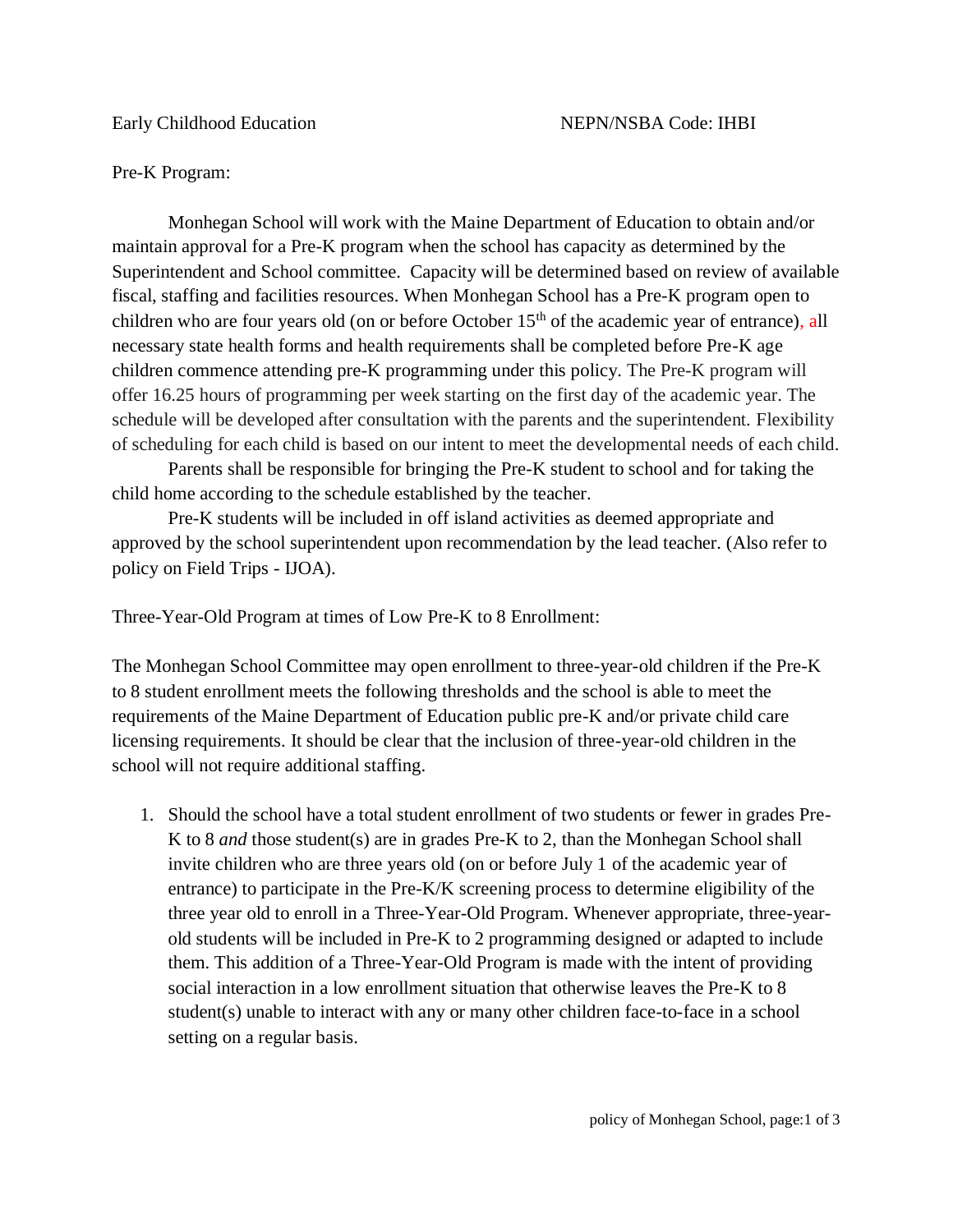Early Childhood Education NEPN/NSBA Code: IHBI

Pre-K Program:

Monhegan School will work with the Maine Department of Education to obtain and/or maintain approval for a Pre-K program when the school has capacity as determined by the Superintendent and School committee. Capacity will be determined based on review of available fiscal, staffing and facilities resources. When Monhegan School has a Pre-K program open to children who are four years old (on or before October 15th of the academic year of entrance), all necessary state health forms and health requirements shall be completed before Pre-K age children commence attending pre-K programming under this policy. The Pre-K program will offer 16.25 hours of programming per week starting on the first day of the academic year. The schedule will be developed after consultation with the parents and the superintendent. Flexibility of scheduling for each child is based on our intent to meet the developmental needs of each child.

Parents shall be responsible for bringing the Pre-K student to school and for taking the child home according to the schedule established by the teacher.

Pre-K students will be included in off island activities as deemed appropriate and approved by the school superintendent upon recommendation by the lead teacher. (Also refer to policy on Field Trips - IJOA).

Three-Year-Old Program at times of Low Pre-K to 8 Enrollment:

The Monhegan School Committee may open enrollment to three-year-old children if the Pre-K to 8 student enrollment meets the following thresholds and the school is able to meet the requirements of the Maine Department of Education public pre-K and/or private child care licensing requirements. It should be clear that the inclusion of three-year-old children in the school will not require additional staffing.

1. Should the school have a total student enrollment of two students or fewer in grades Pre-K to 8 *and* those student(s) are in grades Pre-K to 2, than the Monhegan School shall invite children who are three years old (on or before July 1 of the academic year of entrance) to participate in the Pre-K/K screening process to determine eligibility of the three year old to enroll in a Three-Year-Old Program. Whenever appropriate, three-year-old students will be included in Pre-K to 2 programming designed or adapted to include them. This addition of a Three-Year-Old Program is made with the intent of providing social interaction in a low enrollment situation that otherwise leaves the Pre-K to 8 student(s) unable to interact with any or many other children face-to-face in a school setting on a regular basis.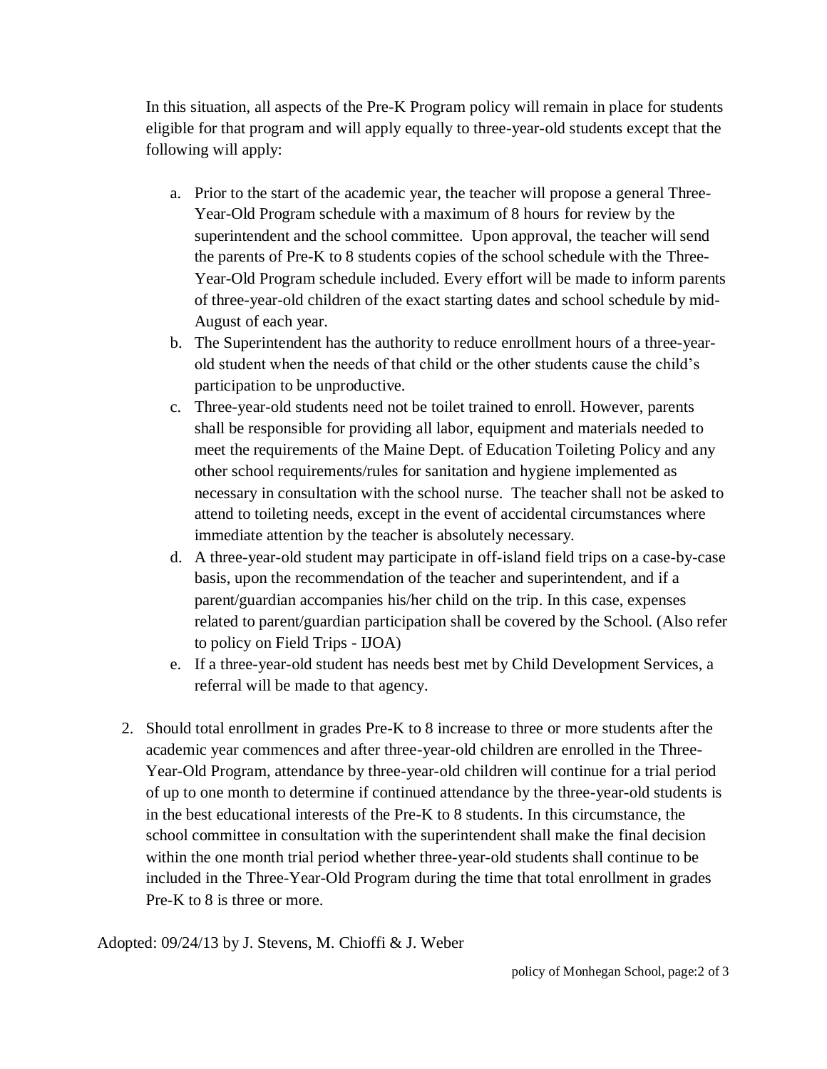In this situation, all aspects of the Pre-K Program policy will remain in place for students eligible for that program and will apply equally to three-year-old students except that the following will apply:

a. Prior to the start of the academic year, the teacher will propose a general Three-Year-Old Program schedule with a maximum of 8 hours for review by the superintendent and the school committee. Upon approval, the teacher will send the parents of Pre-K to 8 students copies of the school schedule with the Three-Year-Old Program schedule included. Every effort will be made to inform parents of three-year-old children of the exact starting dates and school schedule by mid-August of each year.
b. The Superintendent has the authority to reduce enrollment hours of a three-year-old student when the needs of that child or the other students cause the child's participation to be unproductive.
c. Three-year-old students need not be toilet trained to enroll. However, parents shall be responsible for providing all labor, equipment and materials needed to meet the requirements of the Maine Dept. of Education Toileting Policy and any other school requirements/rules for sanitation and hygiene implemented as necessary in consultation with the school nurse. The teacher shall not be asked to attend to toileting needs, except in the event of accidental circumstances where immediate attention by the teacher is absolutely necessary.
d. A three-year-old student may participate in off-island field trips on a case-by-case basis, upon the recommendation of the teacher and superintendent, and if a parent/guardian accompanies his/her child on the trip. In this case, expenses related to parent/guardian participation shall be covered by the School. (Also refer to policy on Field Trips - IJOA)
e. If a three-year-old student has needs best met by Child Development Services, a referral will be made to that agency.

2. Should total enrollment in grades Pre-K to 8 increase to three or more students after the academic year commences and after three-year-old children are enrolled in the Three-Year-Old Program, attendance by three-year-old children will continue for a trial period of up to one month to determine if continued attendance by the three-year-old students is in the best educational interests of the Pre-K to 8 students. In this circumstance, the school committee in consultation with the superintendent shall make the final decision within the one month trial period whether three-year-old students shall continue to be included in the Three-Year-Old Program during the time that total enrollment in grades Pre-K to 8 is three or more.

Adopted: 09/24/13 by J. Stevens, M. Chioffi & J. Weber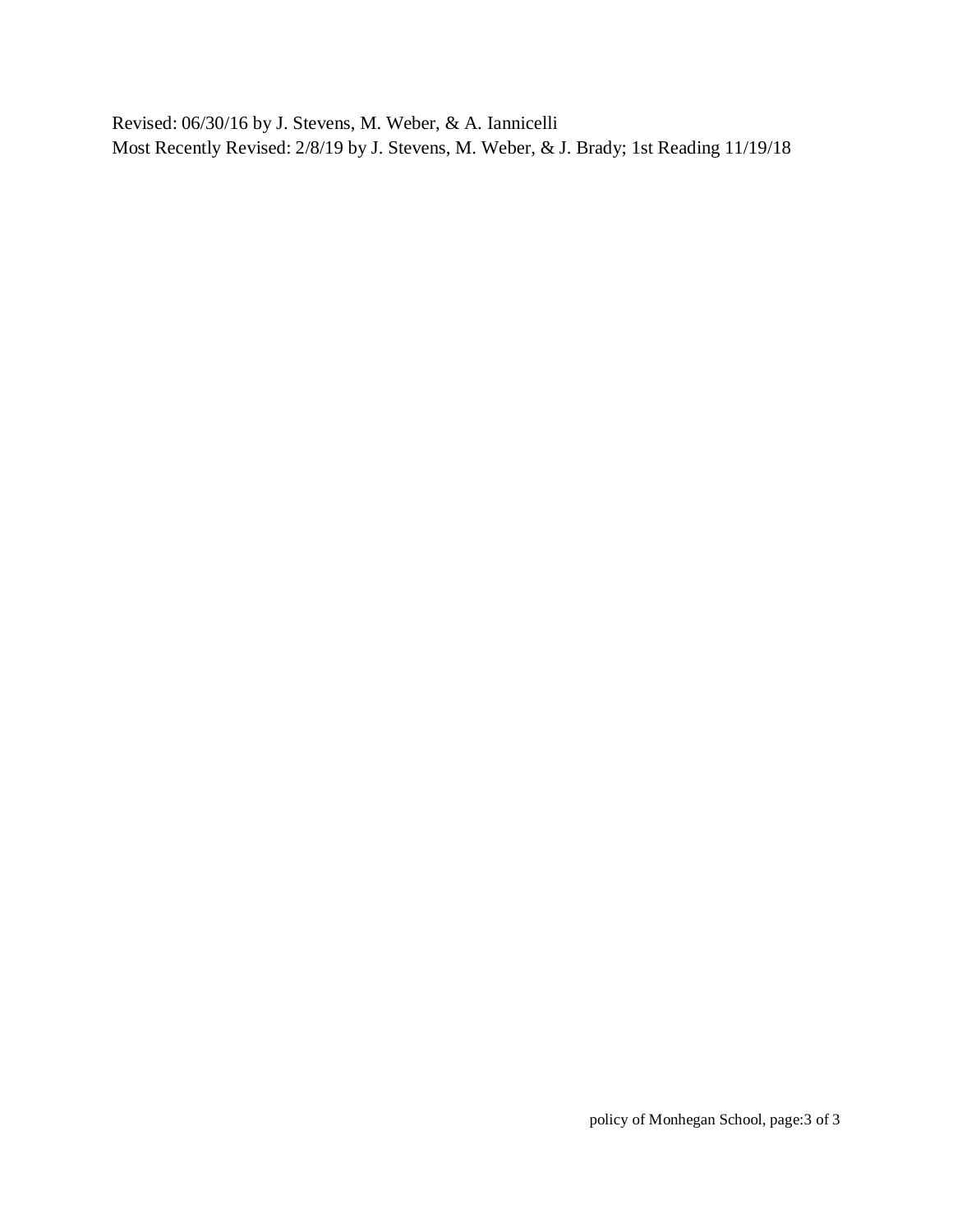Revised: 06/30/16 by J. Stevens, M. Weber, & A. Iannicelli
Most Recently Revised: 2/8/19 by J. Stevens, M. Weber, & J. Brady; 1st Reading 11/19/18